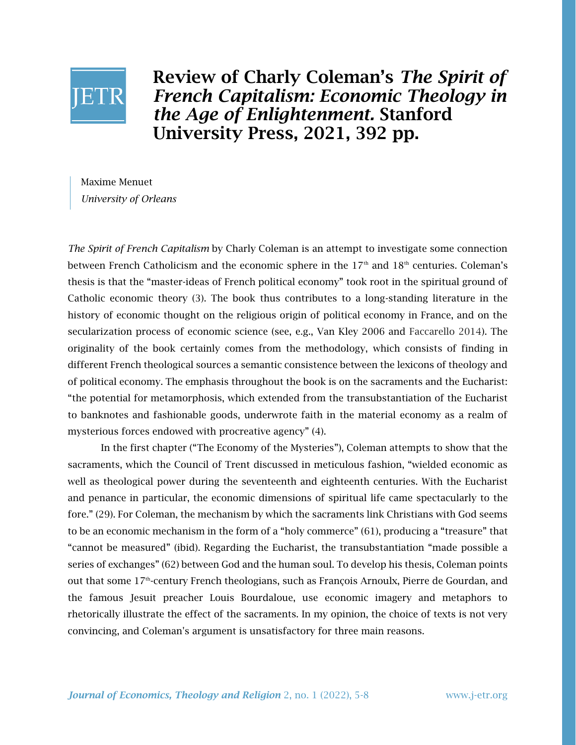# Review of Charly Coleman's *The Spirit of French Capitalism: Economic Theology in the Age of Enlightenment.* Stanford University Press, 2021, 392 pp.

Maxime Menuet
*University of Orleans*

*The Spirit of French Capitalism* by Charly Coleman is an attempt to investigate some connection between French Catholicism and the economic sphere in the 17th and 18th centuries. Coleman's thesis is that the "master-ideas of French political economy" took root in the spiritual ground of Catholic economic theory (3). The book thus contributes to a long-standing literature in the history of economic thought on the religious origin of political economy in France, and on the secularization process of economic science (see, e.g., Van Kley 2006 and Faccarello 2014). The originality of the book certainly comes from the methodology, which consists of finding in different French theological sources a semantic consistence between the lexicons of theology and of political economy. The emphasis throughout the book is on the sacraments and the Eucharist: "the potential for metamorphosis, which extended from the transubstantiation of the Eucharist to banknotes and fashionable goods, underwrote faith in the material economy as a realm of mysterious forces endowed with procreative agency" (4).

In the first chapter ("The Economy of the Mysteries"), Coleman attempts to show that the sacraments, which the Council of Trent discussed in meticulous fashion, "wielded economic as well as theological power during the seventeenth and eighteenth centuries. With the Eucharist and penance in particular, the economic dimensions of spiritual life came spectacularly to the fore." (29). For Coleman, the mechanism by which the sacraments link Christians with God seems to be an economic mechanism in the form of a "holy commerce" (61), producing a "treasure" that "cannot be measured" (ibid). Regarding the Eucharist, the transubstantiation "made possible a series of exchanges" (62) between God and the human soul. To develop his thesis, Coleman points out that some 17th-century French theologians, such as François Arnoulx, Pierre de Gourdan, and the famous Jesuit preacher Louis Bourdaloue, use economic imagery and metaphors to rhetorically illustrate the effect of the sacraments. In my opinion, the choice of texts is not very convincing, and Coleman's argument is unsatisfactory for three main reasons.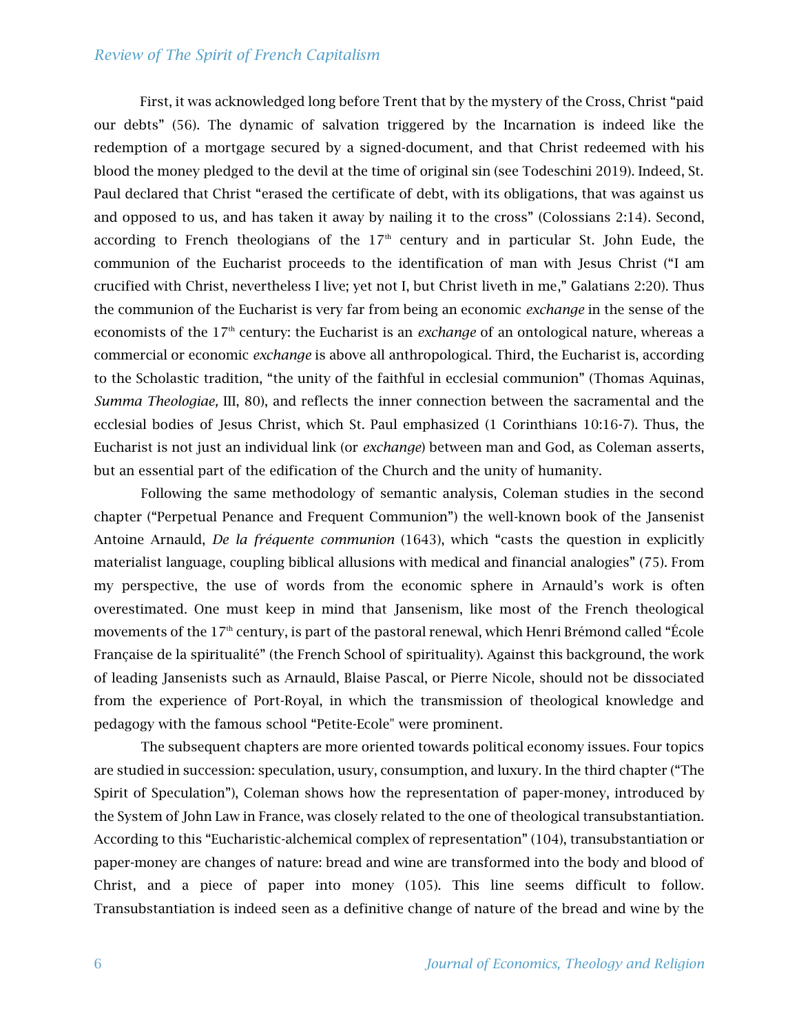First, it was acknowledged long before Trent that by the mystery of the Cross, Christ "paid our debts" (56). The dynamic of salvation triggered by the Incarnation is indeed like the redemption of a mortgage secured by a signed-document, and that Christ redeemed with his blood the money pledged to the devil at the time of original sin (see Todeschini 2019). Indeed, St. Paul declared that Christ "erased the certificate of debt, with its obligations, that was against us and opposed to us, and has taken it away by nailing it to the cross" (Colossians 2:14). Second, according to French theologians of the 17th century and in particular St. John Eude, the communion of the Eucharist proceeds to the identification of man with Jesus Christ ("I am crucified with Christ, nevertheless I live; yet not I, but Christ liveth in me," Galatians 2:20). Thus the communion of the Eucharist is very far from being an economic *exchange* in the sense of the economists of the 17th century: the Eucharist is an *exchange* of an ontological nature, whereas a commercial or economic *exchange* is above all anthropological. Third, the Eucharist is, according to the Scholastic tradition, "the unity of the faithful in ecclesial communion" (Thomas Aquinas, *Summa Theologiae,* III, 80), and reflects the inner connection between the sacramental and the ecclesial bodies of Jesus Christ, which St. Paul emphasized (1 Corinthians 10:16-7). Thus, the Eucharist is not just an individual link (or *exchange*) between man and God, as Coleman asserts, but an essential part of the edification of the Church and the unity of humanity.

Following the same methodology of semantic analysis, Coleman studies in the second chapter ("Perpetual Penance and Frequent Communion") the well-known book of the Jansenist Antoine Arnauld, *De la fréquente communion* (1643), which "casts the question in explicitly materialist language, coupling biblical allusions with medical and financial analogies" (75). From my perspective, the use of words from the economic sphere in Arnauld's work is often overestimated. One must keep in mind that Jansenism, like most of the French theological movements of the 17th century, is part of the pastoral renewal, which Henri Brémond called "École Française de la spiritualité" (the French School of spirituality). Against this background, the work of leading Jansenists such as Arnauld, Blaise Pascal, or Pierre Nicole, should not be dissociated from the experience of Port-Royal, in which the transmission of theological knowledge and pedagogy with the famous school "Petite-Ecole" were prominent.

The subsequent chapters are more oriented towards political economy issues. Four topics are studied in succession: speculation, usury, consumption, and luxury. In the third chapter ("The Spirit of Speculation"), Coleman shows how the representation of paper-money, introduced by the System of John Law in France, was closely related to the one of theological transubstantiation. According to this "Eucharistic-alchemical complex of representation" (104), transubstantiation or paper-money are changes of nature: bread and wine are transformed into the body and blood of Christ, and a piece of paper into money (105). This line seems difficult to follow. Transubstantiation is indeed seen as a definitive change of nature of the bread and wine by the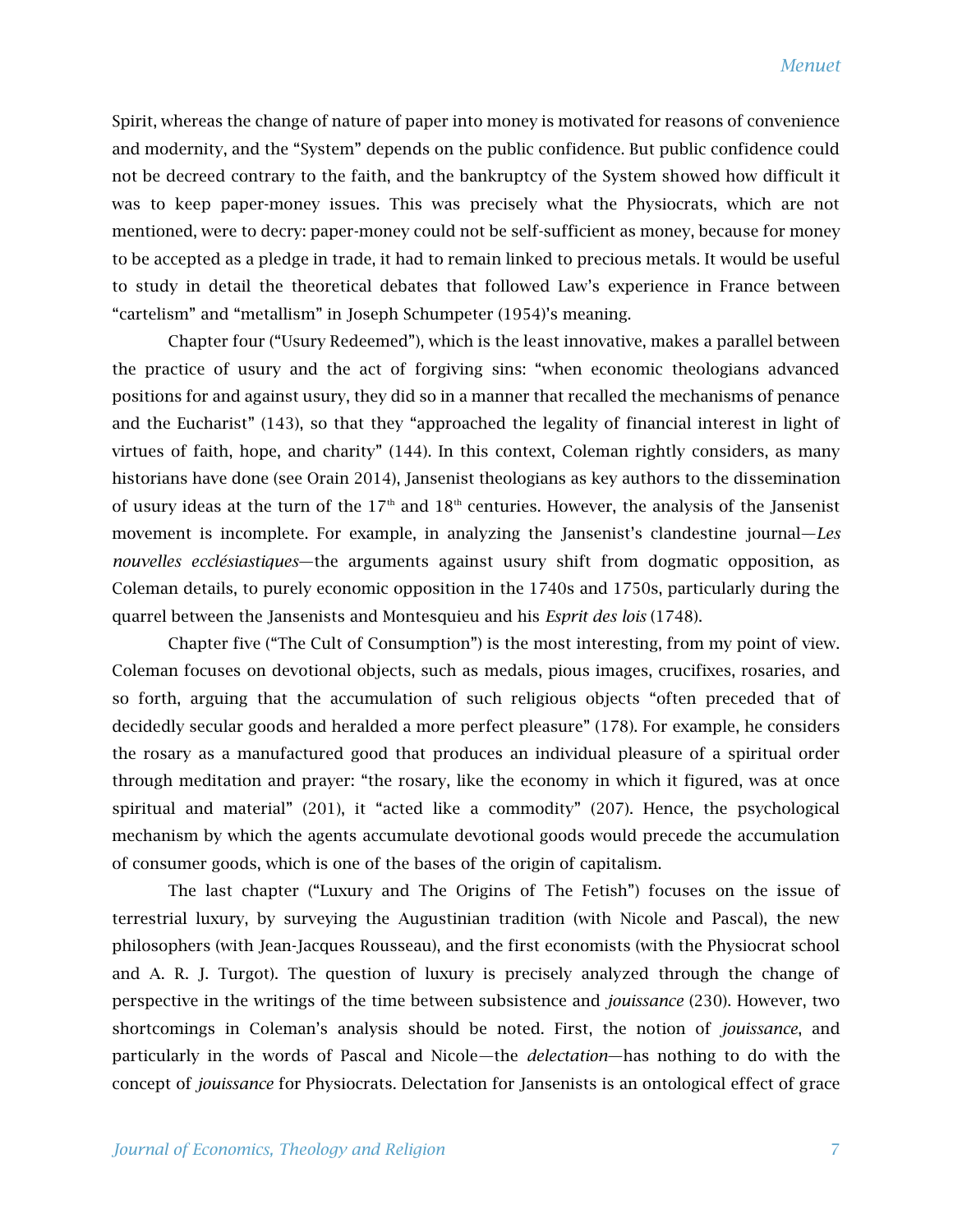Spirit, whereas the change of nature of paper into money is motivated for reasons of convenience and modernity, and the "System" depends on the public confidence. But public confidence could not be decreed contrary to the faith, and the bankruptcy of the System showed how difficult it was to keep paper-money issues. This was precisely what the Physiocrats, which are not mentioned, were to decry: paper-money could not be self-sufficient as money, because for money to be accepted as a pledge in trade, it had to remain linked to precious metals. It would be useful to study in detail the theoretical debates that followed Law's experience in France between "cartelism" and "metallism" in Joseph Schumpeter (1954)'s meaning.

Chapter four ("Usury Redeemed"), which is the least innovative, makes a parallel between the practice of usury and the act of forgiving sins: "when economic theologians advanced positions for and against usury, they did so in a manner that recalled the mechanisms of penance and the Eucharist" (143), so that they "approached the legality of financial interest in light of virtues of faith, hope, and charity" (144). In this context, Coleman rightly considers, as many historians have done (see Orain 2014), Jansenist theologians as key authors to the dissemination of usury ideas at the turn of the 17th and 18th centuries. However, the analysis of the Jansenist movement is incomplete. For example, in analyzing the Jansenist's clandestine journal—*Les nouvelles ecclésiastiques*—the arguments against usury shift from dogmatic opposition, as Coleman details, to purely economic opposition in the 1740s and 1750s, particularly during the quarrel between the Jansenists and Montesquieu and his *Esprit des lois* (1748).

Chapter five ("The Cult of Consumption") is the most interesting, from my point of view. Coleman focuses on devotional objects, such as medals, pious images, crucifixes, rosaries, and so forth, arguing that the accumulation of such religious objects "often preceded that of decidedly secular goods and heralded a more perfect pleasure" (178). For example, he considers the rosary as a manufactured good that produces an individual pleasure of a spiritual order through meditation and prayer: "the rosary, like the economy in which it figured, was at once spiritual and material" (201), it "acted like a commodity" (207). Hence, the psychological mechanism by which the agents accumulate devotional goods would precede the accumulation of consumer goods, which is one of the bases of the origin of capitalism.

The last chapter ("Luxury and The Origins of The Fetish") focuses on the issue of terrestrial luxury, by surveying the Augustinian tradition (with Nicole and Pascal), the new philosophers (with Jean-Jacques Rousseau), and the first economists (with the Physiocrat school and A. R. J. Turgot). The question of luxury is precisely analyzed through the change of perspective in the writings of the time between subsistence and *jouissance* (230). However, two shortcomings in Coleman's analysis should be noted. First, the notion of *jouissance*, and particularly in the words of Pascal and Nicole—the *delectation*—has nothing to do with the concept of *jouissance* for Physiocrats. Delectation for Jansenists is an ontological effect of grace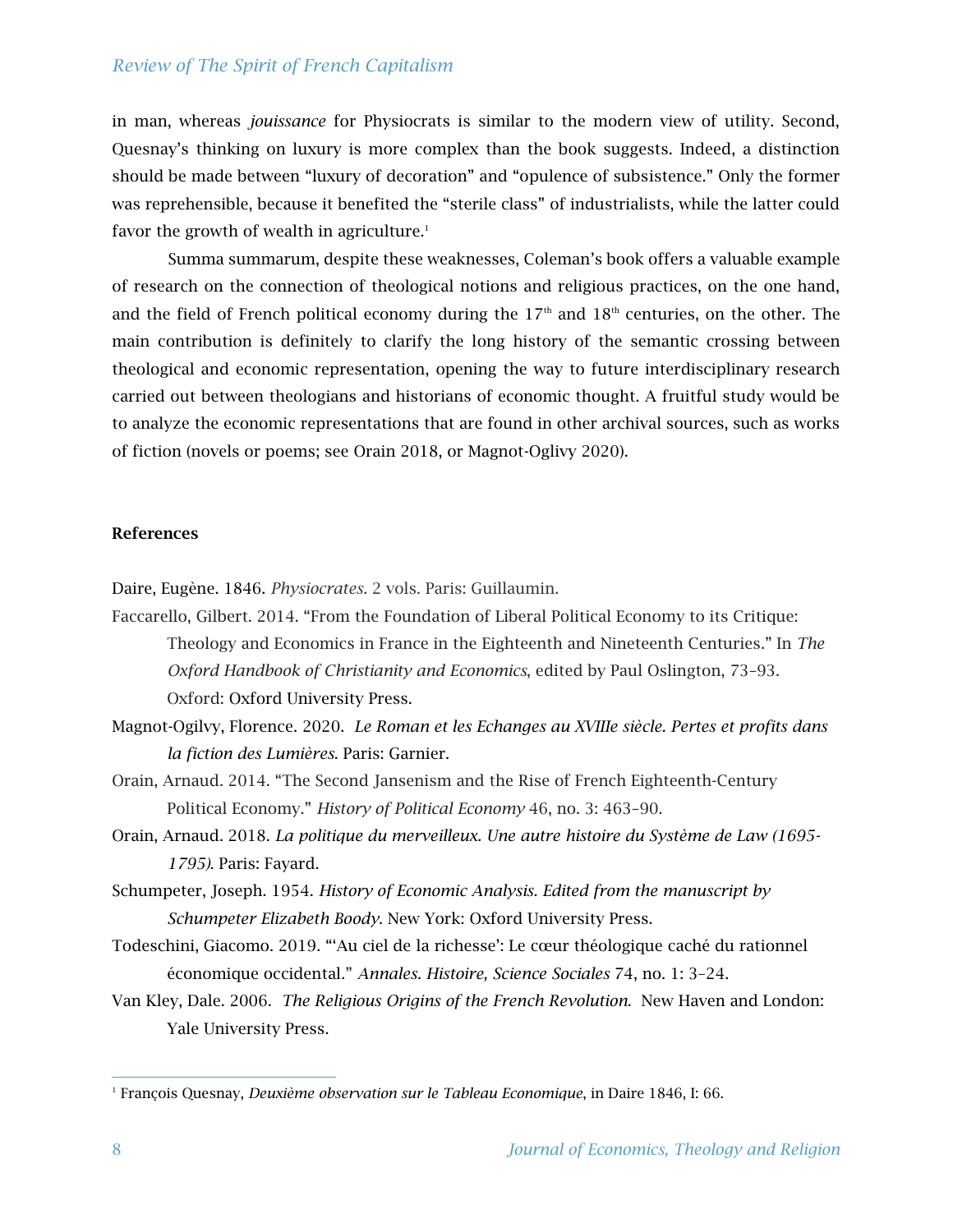in man, whereas *jouissance* for Physiocrats is similar to the modern view of utility. Second, Quesnay's thinking on luxury is more complex than the book suggests. Indeed, a distinction should be made between "luxury of decoration" and "opulence of subsistence." Only the former was reprehensible, because it benefited the "sterile class" of industrialists, while the latter could favor the growth of wealth in agriculture.[1]

Summa summarum, despite these weaknesses, Coleman's book offers a valuable example of research on the connection of theological notions and religious practices, on the one hand, and the field of French political economy during the 17th and 18th centuries, on the other. The main contribution is definitely to clarify the long history of the semantic crossing between theological and economic representation, opening the way to future interdisciplinary research carried out between theologians and historians of economic thought. A fruitful study would be to analyze the economic representations that are found in other archival sources, such as works of fiction (novels or poems; see Orain 2018, or Magnot-Oglivy 2020).

## References

Daire, Eugène. 1846. *Physiocrates.* 2 vols. Paris: Guillaumin.

Faccarello, Gilbert. 2014. "From the Foundation of Liberal Political Economy to its Critique: Theology and Economics in France in the Eighteenth and Nineteenth Centuries." In *The Oxford Handbook of Christianity and Economics*, edited by Paul Oslington, 73–93. Oxford: Oxford University Press.

Magnot-Ogilvy, Florence. 2020. *Le Roman et les Echanges au XVIIIe siècle. Pertes et profits dans la fiction des Lumières.* Paris: Garnier.

Orain, Arnaud. 2014. "The Second Jansenism and the Rise of French Eighteenth-Century Political Economy." *History of Political Economy* 46, no. 3: 463–90.

Orain, Arnaud. 2018. *La politique du merveilleux. Une autre histoire du Système de Law (1695-1795).* Paris: Fayard.

Schumpeter, Joseph. 1954. *History of Economic Analysis. Edited from the manuscript by Schumpeter Elizabeth Boody.* New York: Oxford University Press.

Todeschini, Giacomo. 2019. "'Au ciel de la richesse': Le cœur théologique caché du rationnel économique occidental." *Annales. Histoire, Science Sociales* 74, no. 1: 3–24.

Van Kley, Dale. 2006. *The Religious Origins of the French Revolution.* New Haven and London: Yale University Press.

---

[1] François Quesnay, *Deuxième observation sur le Tableau Economique*, in Daire 1846, I: 66.